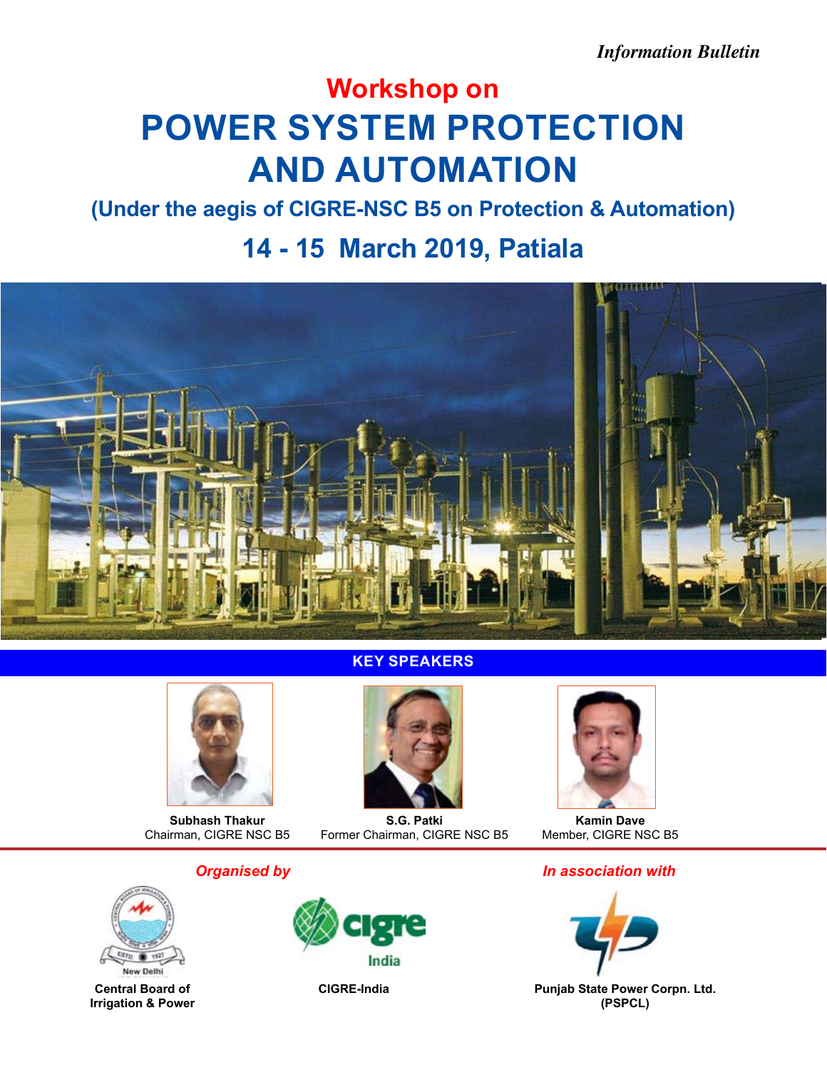*Information Bulletin*

## Workshop on

# POWER SYSTEM PROTECTION AND AUTOMATION

## (Under the aegis of CIGRE-NSC B5 on Protection & Automation)

## 14 - 15 March 2019, Patiala

### KEY SPEAKERS

**Subhash Thakur**
Chairman, CIGRE NSC B5

**S.G. Patki**
Former Chairman, CIGRE NSC B5

**Kamin Dave**
Member, CIGRE NSC B5

***Organised by***

**Central Board of Irrigation & Power**

**CIGRE-India**

***In association with***

**Punjab State Power Corpn. Ltd. (PSPCL)**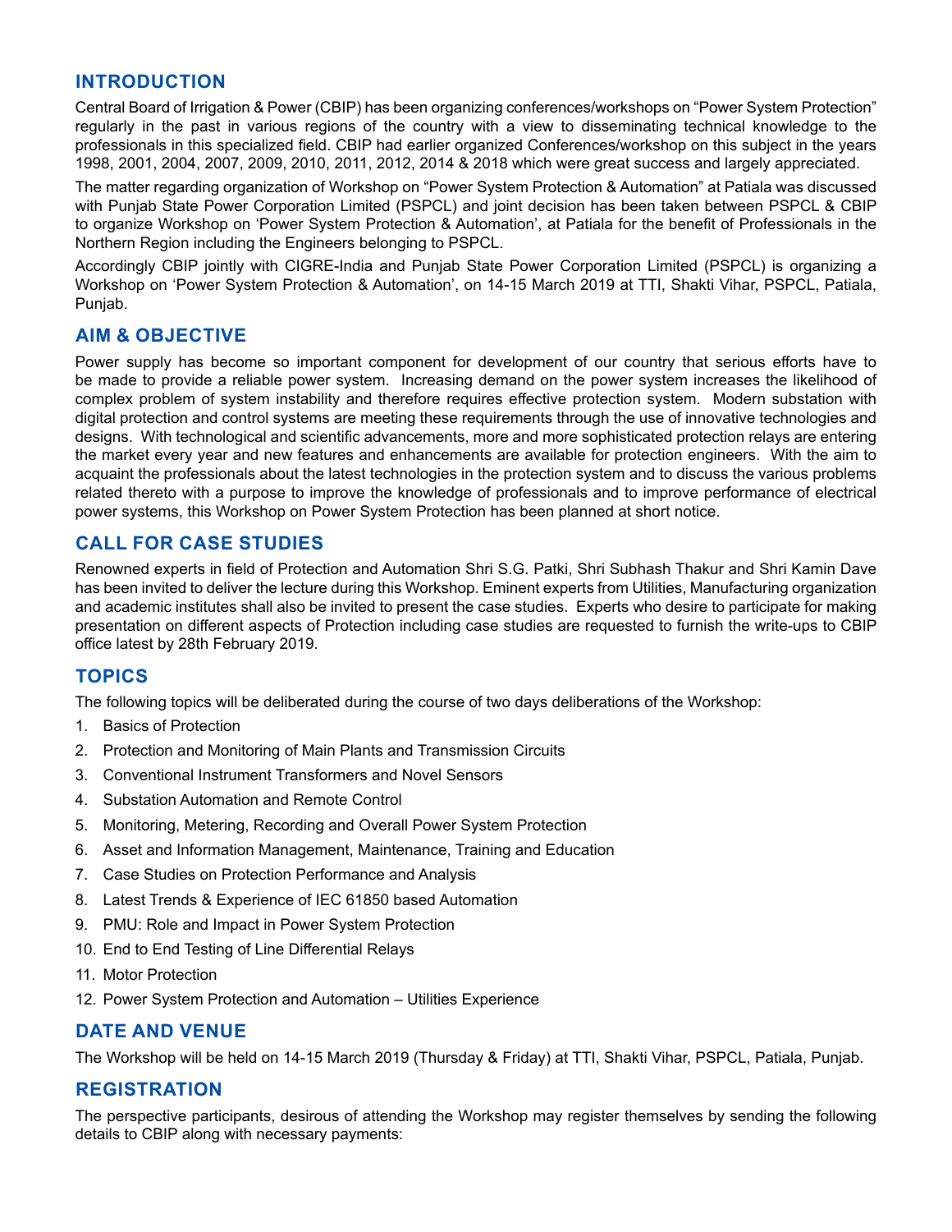## INTRODUCTION

Central Board of Irrigation & Power (CBIP) has been organizing conferences/workshops on "Power System Protection" regularly in the past in various regions of the country with a view to disseminating technical knowledge to the professionals in this specialized field. CBIP had earlier organized Conferences/workshop on this subject in the years 1998, 2001, 2004, 2007, 2009, 2010, 2011, 2012, 2014 & 2018 which were great success and largely appreciated.

The matter regarding organization of Workshop on "Power System Protection & Automation" at Patiala was discussed with Punjab State Power Corporation Limited (PSPCL) and joint decision has been taken between PSPCL & CBIP to organize Workshop on 'Power System Protection & Automation', at Patiala for the benefit of Professionals in the Northern Region including the Engineers belonging to PSPCL.

Accordingly CBIP jointly with CIGRE-India and Punjab State Power Corporation Limited (PSPCL) is organizing a Workshop on 'Power System Protection & Automation', on 14-15 March 2019 at TTI, Shakti Vihar, PSPCL, Patiala, Punjab.

## AIM & OBJECTIVE

Power supply has become so important component for development of our country that serious efforts have to be made to provide a reliable power system. Increasing demand on the power system increases the likelihood of complex problem of system instability and therefore requires effective protection system. Modern substation with digital protection and control systems are meeting these requirements through the use of innovative technologies and designs. With technological and scientific advancements, more and more sophisticated protection relays are entering the market every year and new features and enhancements are available for protection engineers. With the aim to acquaint the professionals about the latest technologies in the protection system and to discuss the various problems related thereto with a purpose to improve the knowledge of professionals and to improve performance of electrical power systems, this Workshop on Power System Protection has been planned at short notice.

## CALL FOR CASE STUDIES

Renowned experts in field of Protection and Automation Shri S.G. Patki, Shri Subhash Thakur and Shri Kamin Dave has been invited to deliver the lecture during this Workshop. Eminent experts from Utilities, Manufacturing organization and academic institutes shall also be invited to present the case studies. Experts who desire to participate for making presentation on different aspects of Protection including case studies are requested to furnish the write-ups to CBIP office latest by 28th February 2019.

## TOPICS

The following topics will be deliberated during the course of two days deliberations of the Workshop:

1. Basics of Protection
2. Protection and Monitoring of Main Plants and Transmission Circuits
3. Conventional Instrument Transformers and Novel Sensors
4. Substation Automation and Remote Control
5. Monitoring, Metering, Recording and Overall Power System Protection
6. Asset and Information Management, Maintenance, Training and Education
7. Case Studies on Protection Performance and Analysis
8. Latest Trends & Experience of IEC 61850 based Automation
9. PMU: Role and Impact in Power System Protection
10. End to End Testing of Line Differential Relays
11. Motor Protection
12. Power System Protection and Automation – Utilities Experience

## DATE AND VENUE

The Workshop will be held on 14-15 March 2019 (Thursday & Friday) at TTI, Shakti Vihar, PSPCL, Patiala, Punjab.

## REGISTRATION

The perspective participants, desirous of attending the Workshop may register themselves by sending the following details to CBIP along with necessary payments: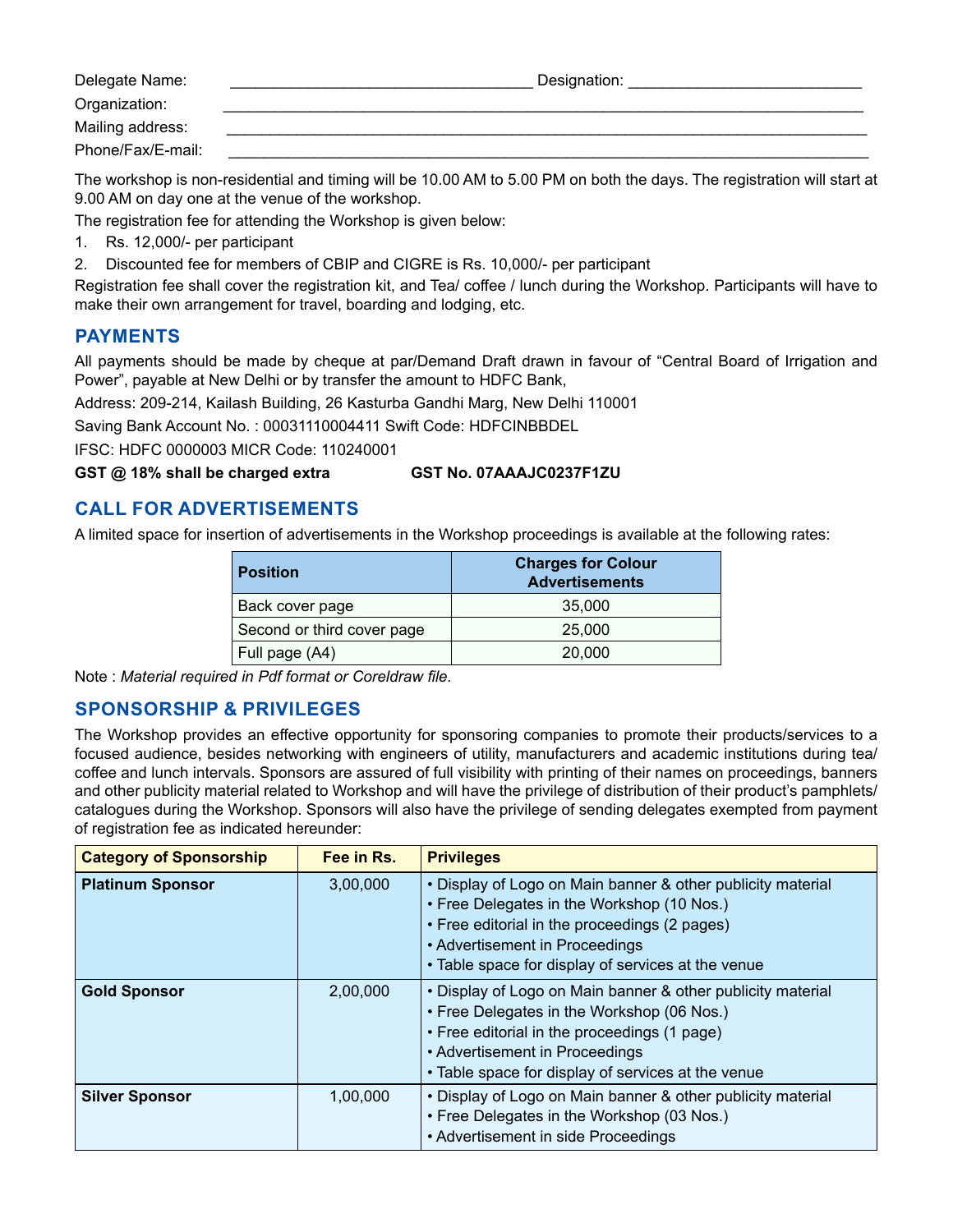Delegate Name: ___________________________________ Designation: ___________________________

Organization: ___________________________________________________________________________

Mailing address: ___________________________________________________________________________

Phone/Fax/E-mail: ___________________________________________________________________________

The workshop is non-residential and timing will be 10.00 AM to 5.00 PM on both the days. The registration will start at 9.00 AM on day one at the venue of the workshop.

The registration fee for attending the Workshop is given below:

1. Rs. 12,000/- per participant
2. Discounted fee for members of CBIP and CIGRE is Rs. 10,000/- per participant

Registration fee shall cover the registration kit, and Tea/ coffee / lunch during the Workshop. Participants will have to make their own arrangement for travel, boarding and lodging, etc.

## PAYMENTS

All payments should be made by cheque at par/Demand Draft drawn in favour of "Central Board of Irrigation and Power", payable at New Delhi or by transfer the amount to HDFC Bank,

Address: 209-214, Kailash Building, 26 Kasturba Gandhi Marg, New Delhi 110001

Saving Bank Account No. : 00031110004411 Swift Code: HDFCINBBDEL

IFSC: HDFC 0000003 MICR Code: 110240001

**GST @ 18% shall be charged extra** **GST No. 07AAAJC0237F1ZU**

## CALL FOR ADVERTISEMENTS

A limited space for insertion of advertisements in the Workshop proceedings is available at the following rates:

| Position | Charges for Colour Advertisements |
|---|---|
| Back cover page | 35,000 |
| Second or third cover page | 25,000 |
| Full page (A4) | 20,000 |

Note : *Material required in Pdf format or Coreldraw file.*

## SPONSORSHIP & PRIVILEGES

The Workshop provides an effective opportunity for sponsoring companies to promote their products/services to a focused audience, besides networking with engineers of utility, manufacturers and academic institutions during tea/ coffee and lunch intervals. Sponsors are assured of full visibility with printing of their names on proceedings, banners and other publicity material related to Workshop and will have the privilege of distribution of their product's pamphlets/ catalogues during the Workshop. Sponsors will also have the privilege of sending delegates exempted from payment of registration fee as indicated hereunder:

| Category of Sponsorship | Fee in Rs. | Privileges |
|---|---|---|
| **Platinum Sponsor** | 3,00,000 | • Display of Logo on Main banner & other publicity material<br>• Free Delegates in the Workshop (10 Nos.)<br>• Free editorial in the proceedings (2 pages)<br>• Advertisement in Proceedings<br>• Table space for display of services at the venue |
| **Gold Sponsor** | 2,00,000 | • Display of Logo on Main banner & other publicity material<br>• Free Delegates in the Workshop (06 Nos.)<br>• Free editorial in the proceedings (1 page)<br>• Advertisement in Proceedings<br>• Table space for display of services at the venue |
| **Silver Sponsor** | 1,00,000 | • Display of Logo on Main banner & other publicity material<br>• Free Delegates in the Workshop (03 Nos.)<br>• Advertisement in side Proceedings |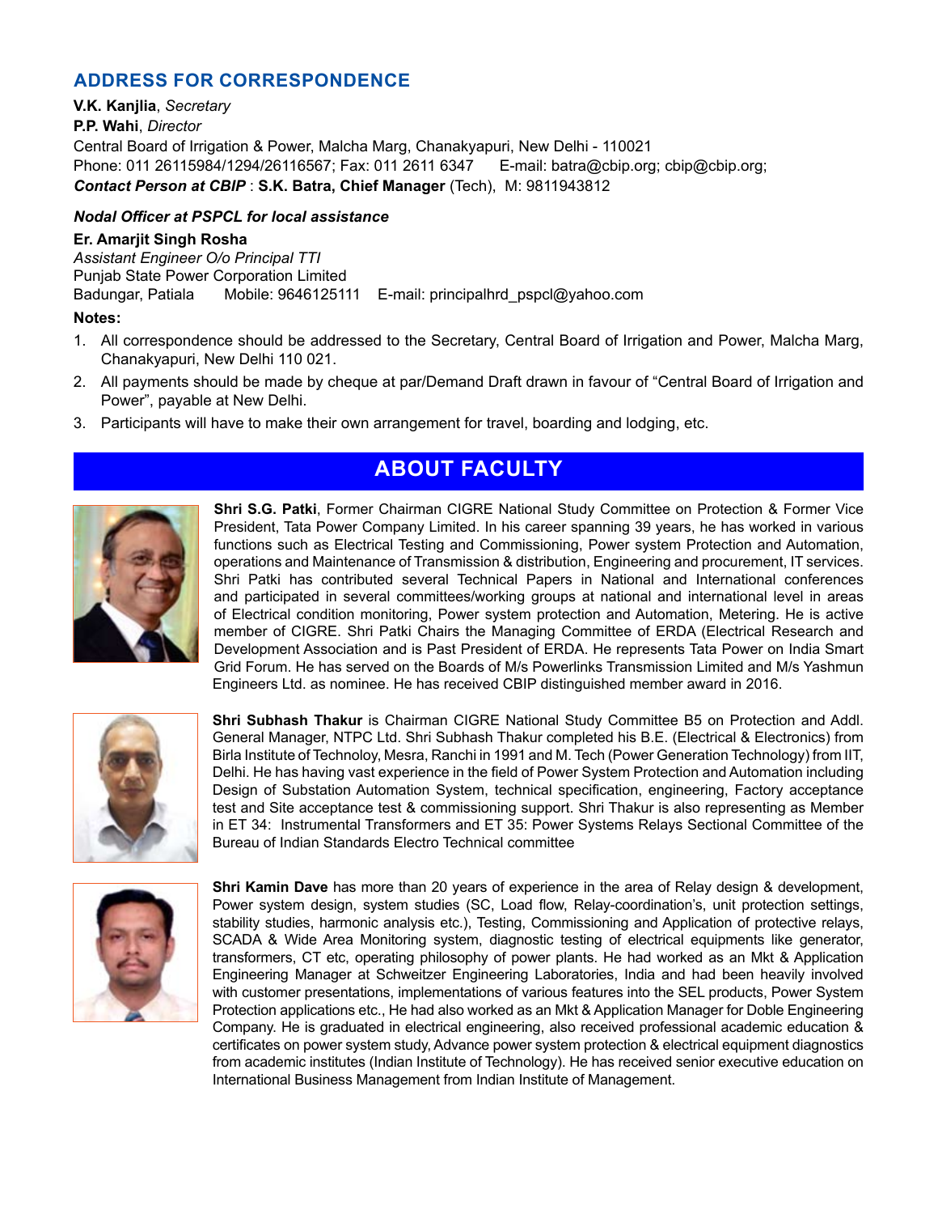## ADDRESS FOR CORRESPONDENCE

**V.K. Kanjlia**, *Secretary*
**P.P. Wahi**, *Director*
Central Board of Irrigation & Power, Malcha Marg, Chanakyapuri, New Delhi - 110021
Phone: 011 26115984/1294/26116567; Fax: 011 2611 6347 E-mail: batra@cbip.org; cbip@cbip.org;
***Contact Person at CBIP*** : **S.K. Batra, Chief Manager** (Tech), M: 9811943812

***Nodal Officer at PSPCL for local assistance***

**Er. Amarjit Singh Rosha**
*Assistant Engineer O/o Principal TTI*
Punjab State Power Corporation Limited
Badungar, Patiala Mobile: 9646125111 E-mail: principalhrd_pspcl@yahoo.com

**Notes:**

1. All correspondence should be addressed to the Secretary, Central Board of Irrigation and Power, Malcha Marg, Chanakyapuri, New Delhi 110 021.
2. All payments should be made by cheque at par/Demand Draft drawn in favour of "Central Board of Irrigation and Power", payable at New Delhi.
3. Participants will have to make their own arrangement for travel, boarding and lodging, etc.

## ABOUT FACULTY

**Shri S.G. Patki**, Former Chairman CIGRE National Study Committee on Protection & Former Vice President, Tata Power Company Limited. In his career spanning 39 years, he has worked in various functions such as Electrical Testing and Commissioning, Power system Protection and Automation, operations and Maintenance of Transmission & distribution, Engineering and procurement, IT services. Shri Patki has contributed several Technical Papers in National and International conferences and participated in several committees/working groups at national and international level in areas of Electrical condition monitoring, Power system protection and Automation, Metering. He is active member of CIGRE. Shri Patki Chairs the Managing Committee of ERDA (Electrical Research and Development Association and is Past President of ERDA. He represents Tata Power on India Smart Grid Forum. He has served on the Boards of M/s Powerlinks Transmission Limited and M/s Yashmun Engineers Ltd. as nominee. He has received CBIP distinguished member award in 2016.

**Shri Subhash Thakur** is Chairman CIGRE National Study Committee B5 on Protection and Addl. General Manager, NTPC Ltd. Shri Subhash Thakur completed his B.E. (Electrical & Electronics) from Birla Institute of Technoloy, Mesra, Ranchi in 1991 and M. Tech (Power Generation Technology) from IIT, Delhi. He has having vast experience in the field of Power System Protection and Automation including Design of Substation Automation System, technical specification, engineering, Factory acceptance test and Site acceptance test & commissioning support. Shri Thakur is also representing as Member in ET 34: Instrumental Transformers and ET 35: Power Systems Relays Sectional Committee of the Bureau of Indian Standards Electro Technical committee

**Shri Kamin Dave** has more than 20 years of experience in the area of Relay design & development, Power system design, system studies (SC, Load flow, Relay-coordination's, unit protection settings, stability studies, harmonic analysis etc.), Testing, Commissioning and Application of protective relays, SCADA & Wide Area Monitoring system, diagnostic testing of electrical equipments like generator, transformers, CT etc, operating philosophy of power plants. He had worked as an Mkt & Application Engineering Manager at Schweitzer Engineering Laboratories, India and had been heavily involved with customer presentations, implementations of various features into the SEL products, Power System Protection applications etc., He had also worked as an Mkt & Application Manager for Doble Engineering Company. He is graduated in electrical engineering, also received professional academic education & certificates on power system study, Advance power system protection & electrical equipment diagnostics from academic institutes (Indian Institute of Technology). He has received senior executive education on International Business Management from Indian Institute of Management.